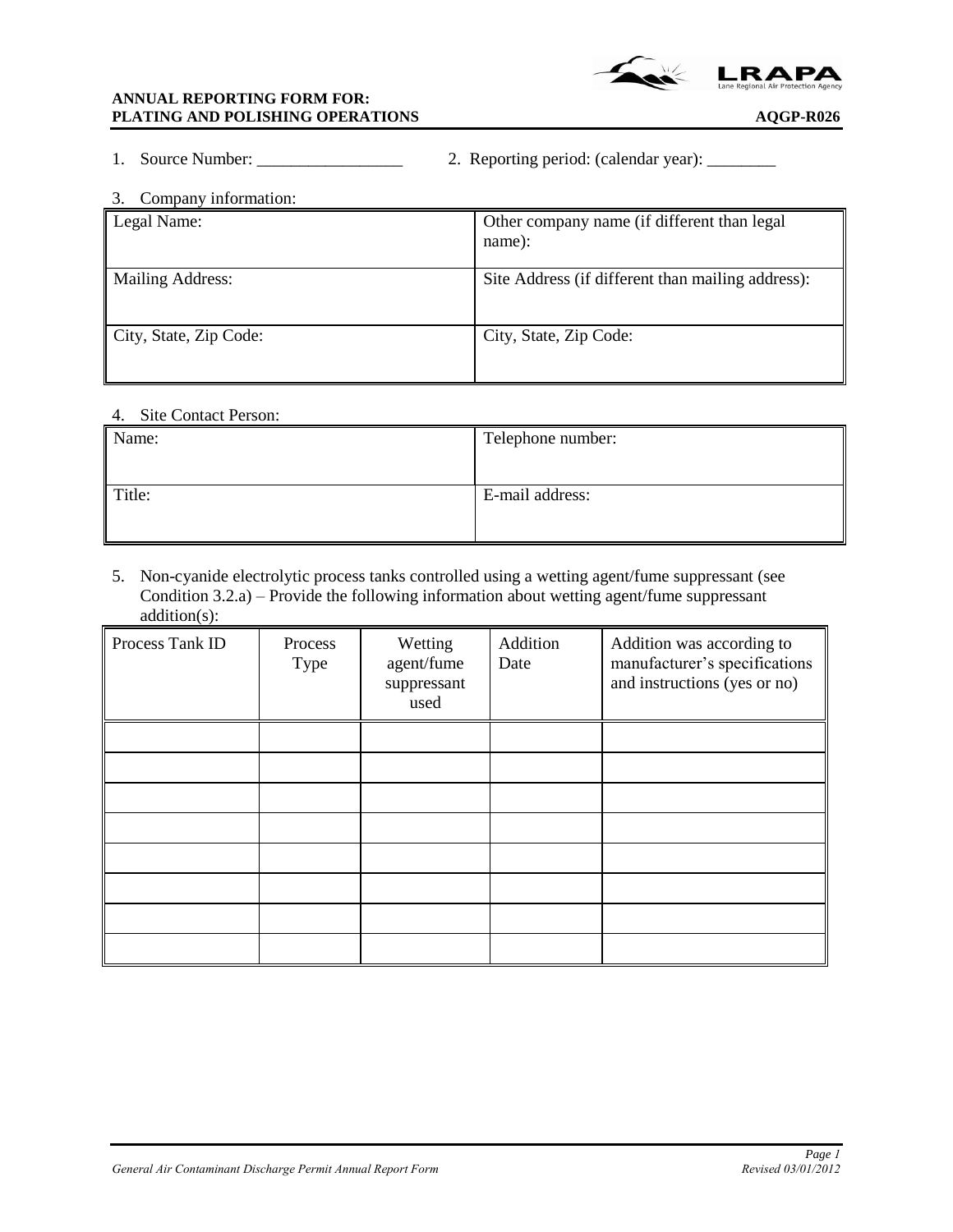**ANNUAL REPORTING FORM FOR:**
**PLATING AND POLISHING OPERATIONS** **AQGP-R026**

1. Source Number: _________________ 2. Reporting period: (calendar year): ________

3. Company information:

| Legal Name: | Other company name (if different than legal name): |
|---|---|
| Mailing Address: | Site Address (if different than mailing address): |
| City, State, Zip Code: | City, State, Zip Code: |

4. Site Contact Person:

| Name: | Telephone number: |
|---|---|
| Title: | E-mail address: |

5. Non-cyanide electrolytic process tanks controlled using a wetting agent/fume suppressant (see Condition 3.2.a) – Provide the following information about wetting agent/fume suppressant addition(s):

| Process Tank ID | Process Type | Wetting agent/fume suppressant used | Addition Date | Addition was according to manufacturer's specifications and instructions (yes or no) |
|---|---|---|---|---|
| | | | | |
| | | | | |
| | | | | |
| | | | | |
| | | | | |
| | | | | |
| | | | | |
| | | | | |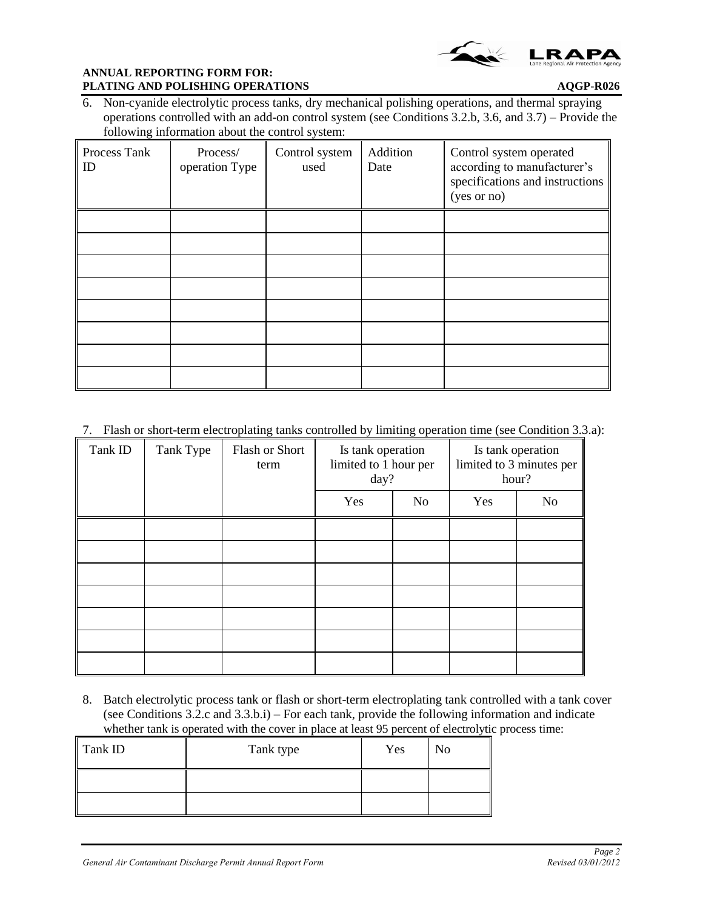6. Non-cyanide electrolytic process tanks, dry mechanical polishing operations, and thermal spraying operations controlled with an add-on control system (see Conditions 3.2.b, 3.6, and 3.7) – Provide the following information about the control system:

| Process Tank ID | Process/ operation Type | Control system used | Addition Date | Control system operated according to manufacturer's specifications and instructions (yes or no) |
|---|---|---|---|---|
| | | | | |
| | | | | |
| | | | | |
| | | | | |
| | | | | |
| | | | | |
| | | | | |
| | | | | |

7. Flash or short-term electroplating tanks controlled by limiting operation time (see Condition 3.3.a):

| Tank ID | Tank Type | Flash or Short term | Is tank operation limited to 1 hour per day? | | Is tank operation limited to 3 minutes per hour? | |
|---|---|---|---|---|---|---|
| | | | Yes | No | Yes | No |
| | | | | | | |
| | | | | | | |
| | | | | | | |
| | | | | | | |
| | | | | | | |
| | | | | | | |
| | | | | | | |

8. Batch electrolytic process tank or flash or short-term electroplating tank controlled with a tank cover (see Conditions 3.2.c and 3.3.b.i) – For each tank, provide the following information and indicate whether tank is operated with the cover in place at least 95 percent of electrolytic process time:

| Tank ID | Tank type | Yes | No |
|---|---|---|---|
| | | | |
| | | | |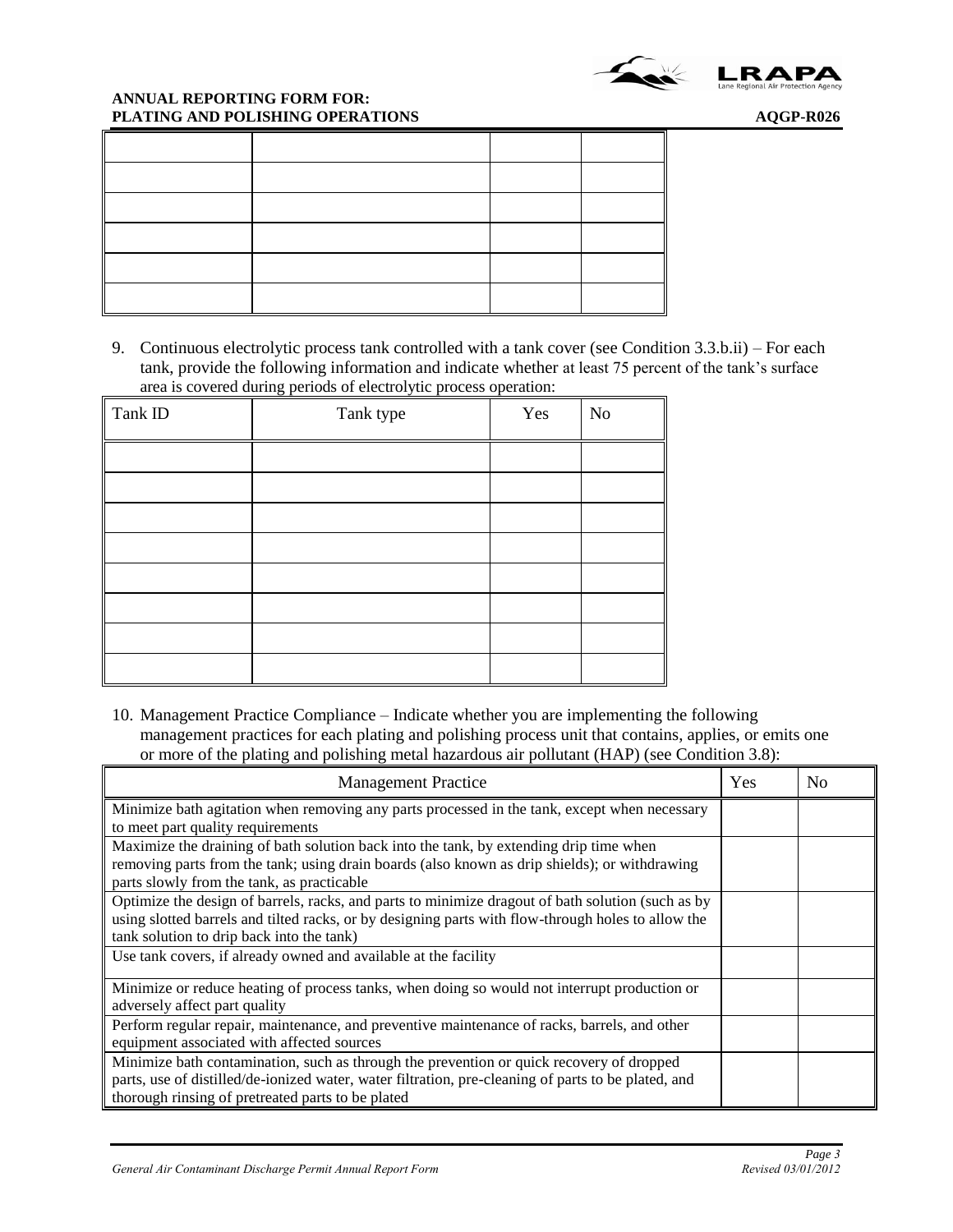| | | | |
|---|---|---|---|
| | | | |
| | | | |
| | | | |
| | | | |
| | | | |
| | | | |

9. Continuous electrolytic process tank controlled with a tank cover (see Condition 3.3.b.ii) – For each tank, provide the following information and indicate whether at least 75 percent of the tank's surface area is covered during periods of electrolytic process operation:

| Tank ID | Tank type | Yes | No |
|---|---|---|---|
| | | | |
| | | | |
| | | | |
| | | | |
| | | | |
| | | | |
| | | | |
| | | | |

10. Management Practice Compliance – Indicate whether you are implementing the following management practices for each plating and polishing process unit that contains, applies, or emits one or more of the plating and polishing metal hazardous air pollutant (HAP) (see Condition 3.8):

| Management Practice | Yes | No |
|---|---|---|
| Minimize bath agitation when removing any parts processed in the tank, except when necessary to meet part quality requirements | | |
| Maximize the draining of bath solution back into the tank, by extending drip time when removing parts from the tank; using drain boards (also known as drip shields); or withdrawing parts slowly from the tank, as practicable | | |
| Optimize the design of barrels, racks, and parts to minimize dragout of bath solution (such as by using slotted barrels and tilted racks, or by designing parts with flow-through holes to allow the tank solution to drip back into the tank) | | |
| Use tank covers, if already owned and available at the facility | | |
| Minimize or reduce heating of process tanks, when doing so would not interrupt production or adversely affect part quality | | |
| Perform regular repair, maintenance, and preventive maintenance of racks, barrels, and other equipment associated with affected sources | | |
| Minimize bath contamination, such as through the prevention or quick recovery of dropped parts, use of distilled/de-ionized water, water filtration, pre-cleaning of parts to be plated, and thorough rinsing of pretreated parts to be plated | | |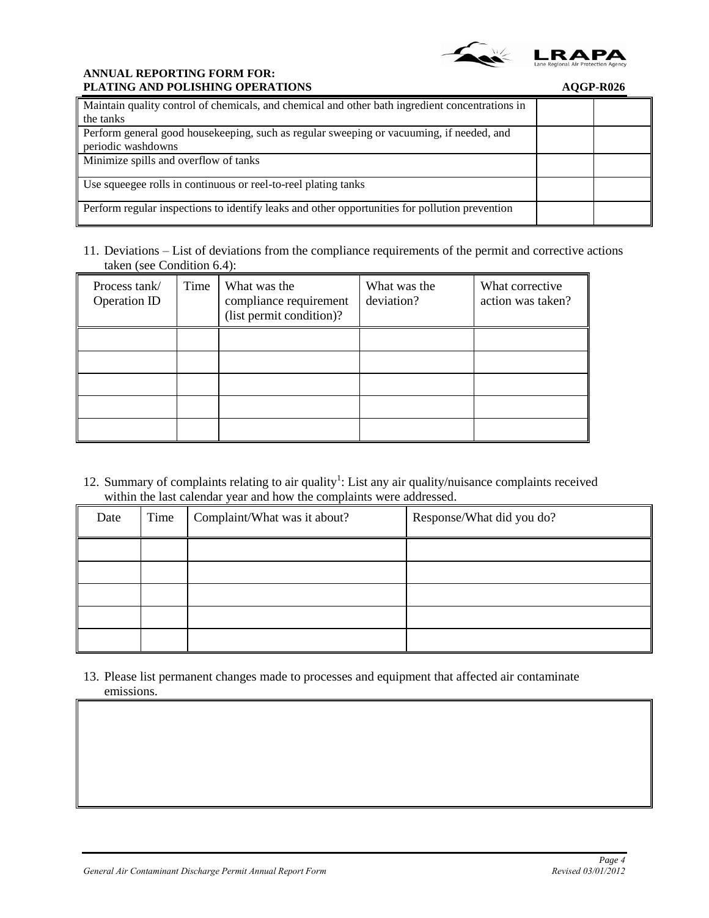| Maintain quality control of chemicals, and chemical and other bath ingredient concentrations in the tanks | | |
|---|---|---|
| Perform general good housekeeping, such as regular sweeping or vacuuming, if needed, and periodic washdowns | | |
| Minimize spills and overflow of tanks | | |
| Use squeegee rolls in continuous or reel-to-reel plating tanks | | |
| Perform regular inspections to identify leaks and other opportunities for pollution prevention | | |

11. Deviations – List of deviations from the compliance requirements of the permit and corrective actions taken (see Condition 6.4):

| Process tank/ Operation ID | Time | What was the compliance requirement (list permit condition)? | What was the deviation? | What corrective action was taken? |
|---|---|---|---|---|
| | | | | |
| | | | | |
| | | | | |
| | | | | |
| | | | | |

12. Summary of complaints relating to air quality[1]: List any air quality/nuisance complaints received within the last calendar year and how the complaints were addressed.

| Date | Time | Complaint/What was it about? | Response/What did you do? |
|---|---|---|---|
| | | | |
| | | | |
| | | | |
| | | | |
| | | | |

13. Please list permanent changes made to processes and equipment that affected air contaminate emissions.

| |
|---|
| |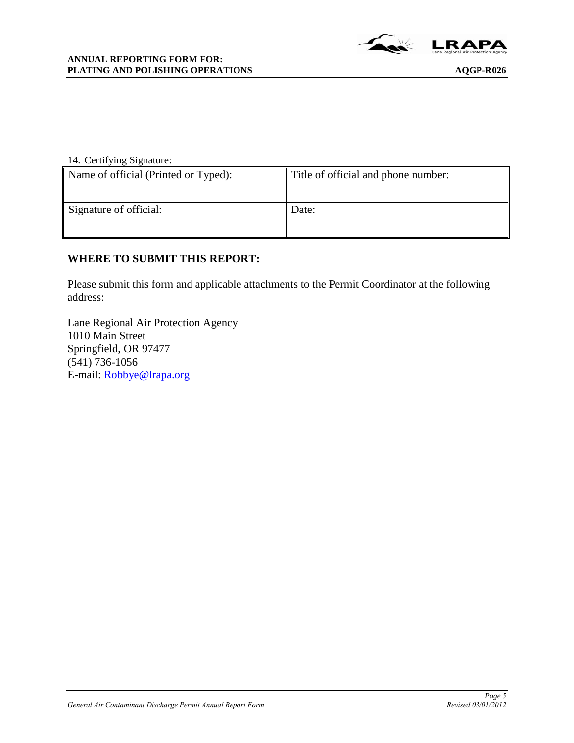14. Certifying Signature:

| | |
|---|---|
| Name of official (Printed or Typed): | Title of official and phone number: |
| Signature of official: | Date: |

**WHERE TO SUBMIT THIS REPORT:**

Please submit this form and applicable attachments to the Permit Coordinator at the following address:

Lane Regional Air Protection Agency
1010 Main Street
Springfield, OR 97477
(541) 736-1056
E-mail: Robbye@lrapa.org